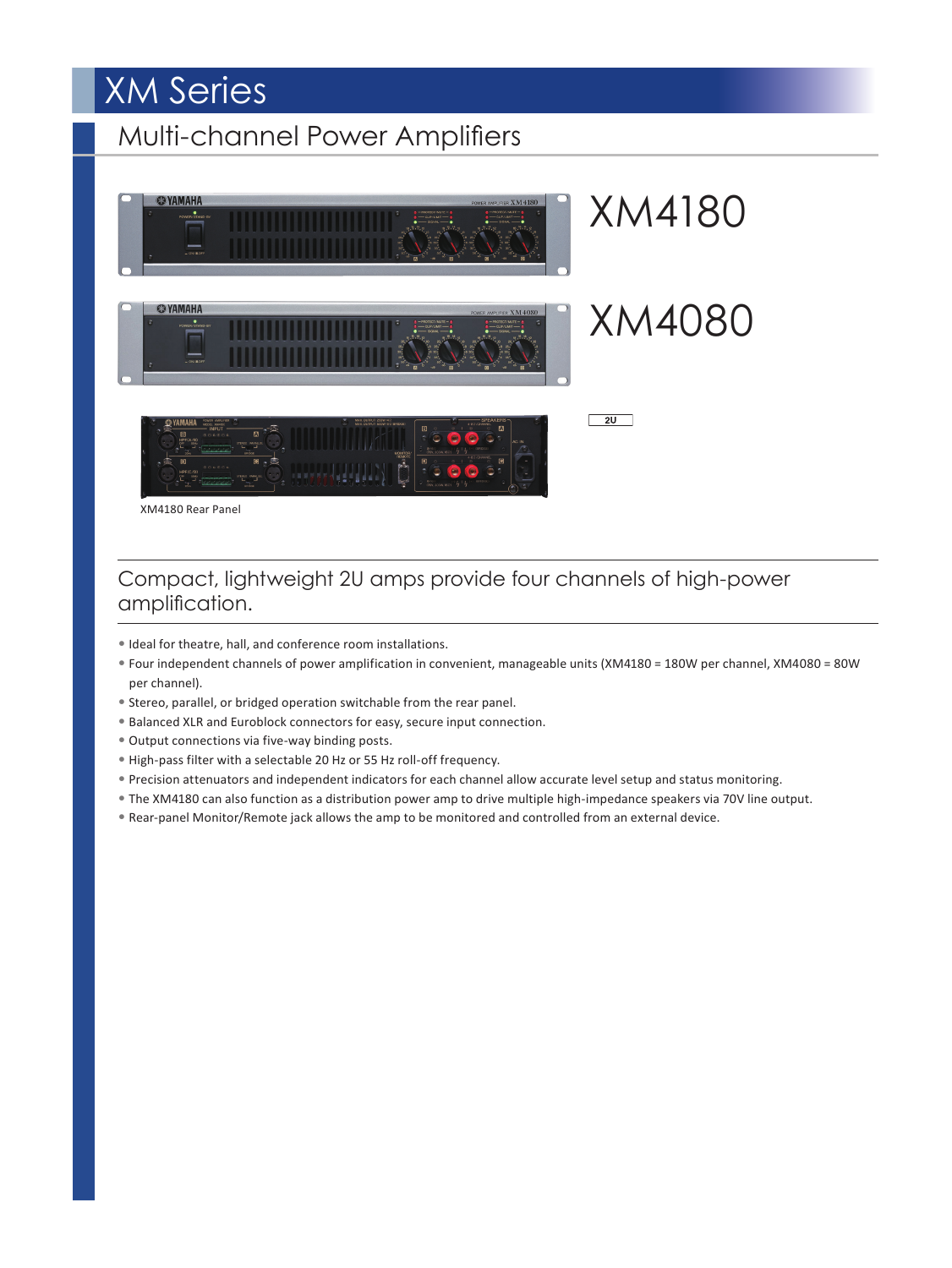# XM Series

## Multi-channel Power Amplifiers

XM4180

XM4080

2U

XM4180 Rear Panel

### Compact, lightweight 2U amps provide four channels of high-power amplification.

- Ideal for theatre, hall, and conference room installations.
- Four independent channels of power amplification in convenient, manageable units (XM4180 = 180W per channel, XM4080 = 80W per channel).
- Stereo, parallel, or bridged operation switchable from the rear panel.
- Balanced XLR and Euroblock connectors for easy, secure input connection.
- Output connections via five-way binding posts.
- High-pass filter with a selectable 20 Hz or 55 Hz roll-off frequency.
- Precision attenuators and independent indicators for each channel allow accurate level setup and status monitoring.
- The XM4180 can also function as a distribution power amp to drive multiple high-impedance speakers via 70V line output.
- Rear-panel Monitor/Remote jack allows the amp to be monitored and controlled from an external device.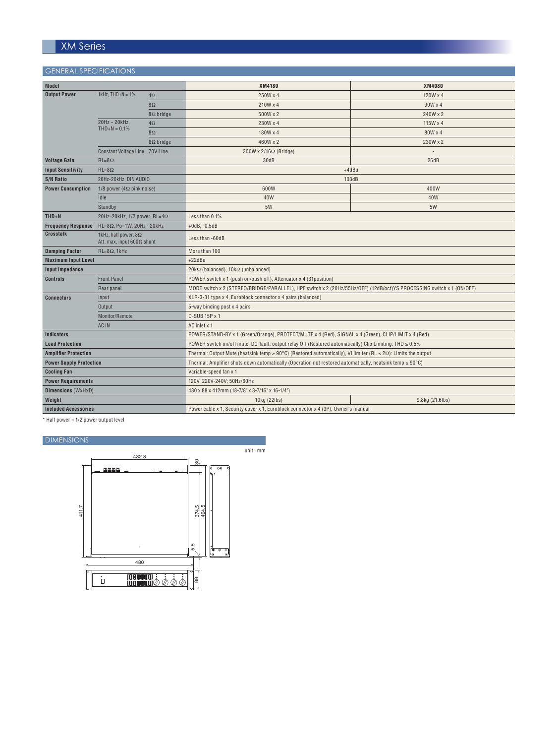# XM Series

## GENERAL SPECIFICATIONS

| Model | | | XM4180 | XM4080 |
|---|---|---|---|---|
| **Output Power** | 1kHz, THD+N = 1% | 4Ω | 250W x 4 | 120W x 4 |
| | | 8Ω | 210W x 4 | 90W x 4 |
| | | 8Ω bridge | 500W x 2 | 240W x 2 |
| | 20Hz – 20kHz, THD+N = 0.1% | 4Ω | 230W x 4 | 115W x 4 |
| | | 8Ω | 180W x 4 | 80W x 4 |
| | | 8Ω bridge | 460W x 2 | 230W x 2 |
| | Constant Voltage Line | 70V Line | 300W x 2/16Ω (Bridge) | - |
| **Voltage Gain** | RL=8Ω | | 30dB | 26dB |
| **Input Sensitivity** | RL=8Ω | | +4dBu | |
| **S/N Ratio** | 20Hz–20kHz, DIN AUDIO | | 103dB | |
| **Power Consumption** | 1/8 power (4Ω pink noise) | | 600W | 400W |
| | Idle | | 40W | 40W |
| | Standby | | 5W | 5W |
| **THD+N** | 20Hz–20kHz, 1/2 power, RL=4Ω | | Less than 0.1% | |
| **Frequency Response** | RL=8Ω, Po=1W, 20Hz - 20kHz | | +0dB, -0.5dB | |
| **Crosstalk** | 1kHz, half power, 8Ω Att. max, input 600Ω shunt | | Less than -60dB | |
| **Damping Factor** | RL=8Ω, 1kHz | | More than 100 | |
| **Maximum Input Level** | | | +22dBu | |
| **Input Impedance** | | | 20kΩ (balanced), 10kΩ (unbalanced) | |
| **Controls** | Front Panel | | POWER switch x 1 (push on/push off), Attenuator x 4 (31position) | |
| | Rear panel | | MODE switch x 2 (STEREO/BRIDGE/PARALLEL), HPF switch x 2 (20Hz/55Hz/OFF) (12dB/oct)YS PROCESSING switch x 1 (ON/OFF) | |
| **Connectors** | Input | | XLR-3-31 type x 4, Euroblock connector x 4 pairs (balanced) | |
| | Output | | 5-way binding post x 4 pairs | |
| | Monitor/Remote | | D-SUB 15P x 1 | |
| | AC IN | | AC inlet x 1 | |
| **Indicators** | | | POWER/STAND-BY x 1 (Green/Orange), PROTECT/MUTE x 4 (Red), SIGNAL x 4 (Green), CLIP/LIMIT x 4 (Red) | |
| **Load Protection** | | | POWER switch on/off mute, DC-fault: output relay Off (Restored automatically) Clip Limiting: THD ≥ 0.5% | |
| **Amplifier Protection** | | | Thermal: Output Mute (heatsink temp ≥ 90°C) (Restored automatically), VI limiter (RL ≤ 2Ω): Limits the output | |
| **Power Supply Protection** | | | Thermal: Amplifier shuts down automatically (Operation not restored automatically, heatsink temp ≥ 90°C) | |
| **Cooling Fan** | | | Variable-speed fan x 1 | |
| **Power Requirements** | | | 120V, 220V-240V; 50Hz/60Hz | |
| **Dimensions** (WxHxD) | | | 480 x 88 x 412mm (18-7/8" x 3-7/16" x 16-1/4") | |
| **Weight** | | | 10kg (22lbs) | 9.8kg (21.6lbs) |
| **Included Accessories** | | | Power cable x 1, Security cover x 1, Euroblock connector x 4 (3P), Owner's manual | |

* Half power = 1/2 power output level

## DIMENSIONS

unit : mm

432.8
30
411.7
374.5
404.5
5.5
480
88